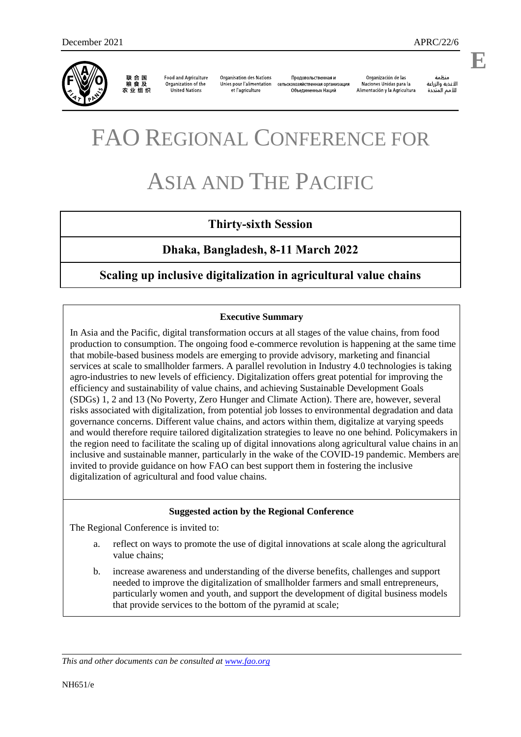December 2021 APRC/22/6

联合国粮食及农业组织 Food and Agriculture Organization of the United Nations Organisation des Nations Unies pour l'alimentation et l'agriculture Продовольственная и сельскохозяйственная организация Объединенных Наций Organización de las Naciones Unidas para la Alimentación y la Agricultura منظمة الأغذية والزراعة للأمم المتحدة

# FAO REGIONAL CONFERENCE FOR ASIA AND THE PACIFIC

## Thirty-sixth Session

## Dhaka, Bangladesh, 8-11 March 2022

## Scaling up inclusive digitalization in agricultural value chains

**Executive Summary**

In Asia and the Pacific, digital transformation occurs at all stages of the value chains, from food production to consumption. The ongoing food e-commerce revolution is happening at the same time that mobile-based business models are emerging to provide advisory, marketing and financial services at scale to smallholder farmers. A parallel revolution in Industry 4.0 technologies is taking agro-industries to new levels of efficiency. Digitalization offers great potential for improving the efficiency and sustainability of value chains, and achieving Sustainable Development Goals (SDGs) 1, 2 and 13 (No Poverty, Zero Hunger and Climate Action). There are, however, several risks associated with digitalization, from potential job losses to environmental degradation and data governance concerns. Different value chains, and actors within them, digitalize at varying speeds and would therefore require tailored digitalization strategies to leave no one behind. Policymakers in the region need to facilitate the scaling up of digital innovations along agricultural value chains in an inclusive and sustainable manner, particularly in the wake of the COVID-19 pandemic. Members are invited to provide guidance on how FAO can best support them in fostering the inclusive digitalization of agricultural and food value chains.

**Suggested action by the Regional Conference**

The Regional Conference is invited to:

a. reflect on ways to promote the use of digital innovations at scale along the agricultural value chains;

b. increase awareness and understanding of the diverse benefits, challenges and support needed to improve the digitalization of smallholder farmers and small entrepreneurs, particularly women and youth, and support the development of digital business models that provide services to the bottom of the pyramid at scale;

*This and other documents can be consulted at [www.fao.org](http://www.fao.org)*

NH651/e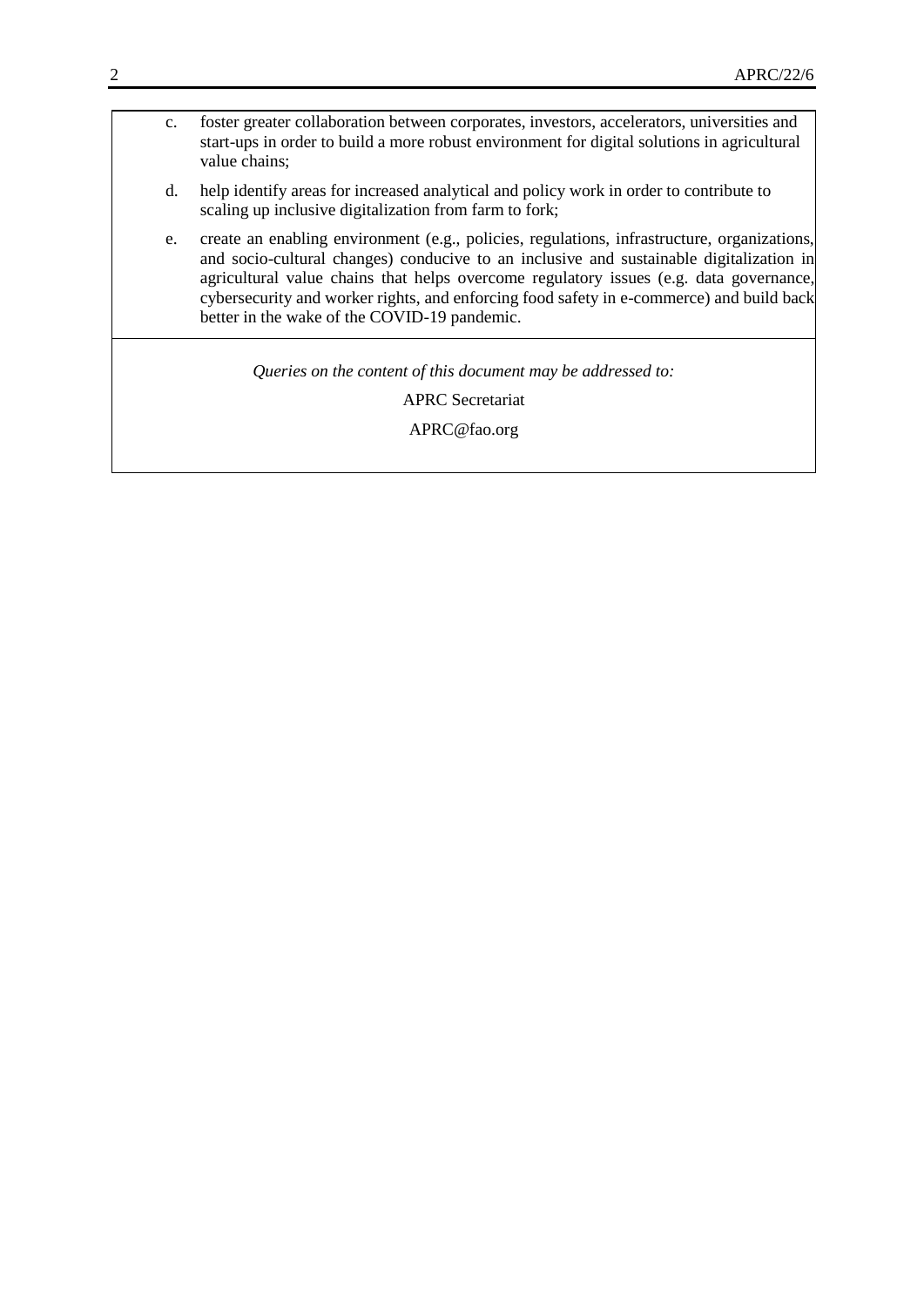c. foster greater collaboration between corporates, investors, accelerators, universities and start-ups in order to build a more robust environment for digital solutions in agricultural value chains;

d. help identify areas for increased analytical and policy work in order to contribute to scaling up inclusive digitalization from farm to fork;

e. create an enabling environment (e.g., policies, regulations, infrastructure, organizations, and socio-cultural changes) conducive to an inclusive and sustainable digitalization in agricultural value chains that helps overcome regulatory issues (e.g. data governance, cybersecurity and worker rights, and enforcing food safety in e-commerce) and build back better in the wake of the COVID-19 pandemic.

*Queries on the content of this document may be addressed to:*

APRC Secretariat

APRC@fao.org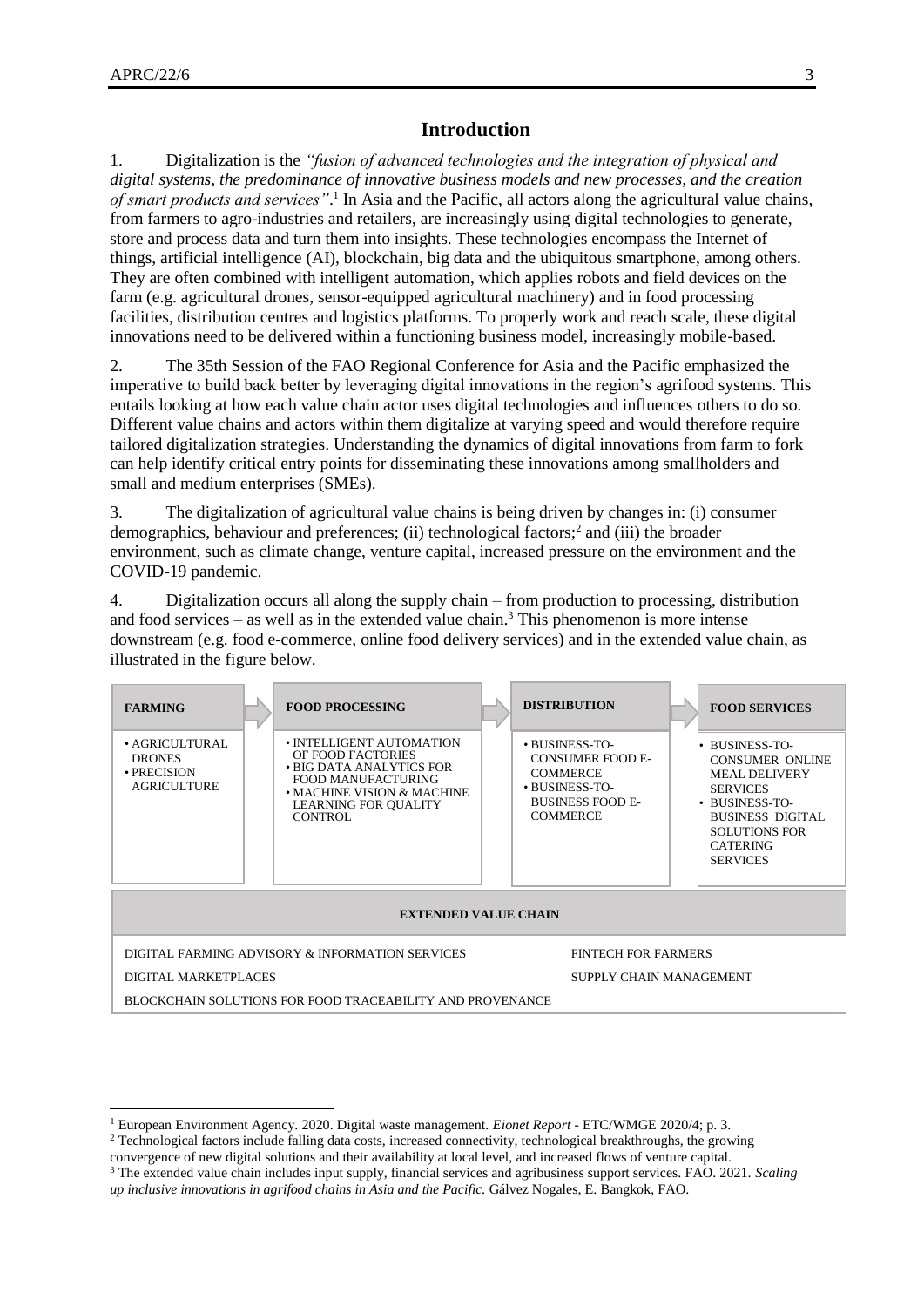## Introduction

1. Digitalization is the *"fusion of advanced technologies and the integration of physical and digital systems, the predominance of innovative business models and new processes, and the creation of smart products and services"*.[1] In Asia and the Pacific, all actors along the agricultural value chains, from farmers to agro-industries and retailers, are increasingly using digital technologies to generate, store and process data and turn them into insights. These technologies encompass the Internet of things, artificial intelligence (AI), blockchain, big data and the ubiquitous smartphone, among others. They are often combined with intelligent automation, which applies robots and field devices on the farm (e.g. agricultural drones, sensor-equipped agricultural machinery) and in food processing facilities, distribution centres and logistics platforms. To properly work and reach scale, these digital innovations need to be delivered within a functioning business model, increasingly mobile-based.

2. The 35th Session of the FAO Regional Conference for Asia and the Pacific emphasized the imperative to build back better by leveraging digital innovations in the region's agrifood systems. This entails looking at how each value chain actor uses digital technologies and influences others to do so. Different value chains and actors within them digitalize at varying speed and would therefore require tailored digitalization strategies. Understanding the dynamics of digital innovations from farm to fork can help identify critical entry points for disseminating these innovations among smallholders and small and medium enterprises (SMEs).

3. The digitalization of agricultural value chains is being driven by changes in: (i) consumer demographics, behaviour and preferences; (ii) technological factors;[2] and (iii) the broader environment, such as climate change, venture capital, increased pressure on the environment and the COVID-19 pandemic.

4. Digitalization occurs all along the supply chain – from production to processing, distribution and food services – as well as in the extended value chain.[3] This phenomenon is more intense downstream (e.g. food e-commerce, online food delivery services) and in the extended value chain, as illustrated in the figure below.

| FARMING | FOOD PROCESSING | DISTRIBUTION | FOOD SERVICES |
|---|---|---|---|
| • AGRICULTURAL DRONES<br>• PRECISION AGRICULTURE | • INTELLIGENT AUTOMATION OF FOOD FACTORIES<br>• BIG DATA ANALYTICS FOR FOOD MANUFACTURING<br>• MACHINE VISION & MACHINE LEARNING FOR QUALITY CONTROL | • BUSINESS-TO-CONSUMER FOOD E-COMMERCE<br>• BUSINESS-TO-BUSINESS FOOD E-COMMERCE | • BUSINESS-TO-CONSUMER ONLINE MEAL DELIVERY SERVICES<br>• BUSINESS-TO-BUSINESS DIGITAL SOLUTIONS FOR CATERING SERVICES |

| EXTENDED VALUE CHAIN | |
|---|---|
| DIGITAL FARMING ADVISORY & INFORMATION SERVICES | FINTECH FOR FARMERS |
| DIGITAL MARKETPLACES | SUPPLY CHAIN MANAGEMENT |
| BLOCKCHAIN SOLUTIONS FOR FOOD TRACEABILITY AND PROVENANCE | |

---

[1] European Environment Agency. 2020. Digital waste management. *Eionet Report* - ETC/WMGE 2020/4; p. 3.

[2] Technological factors include falling data costs, increased connectivity, technological breakthroughs, the growing convergence of new digital solutions and their availability at local level, and increased flows of venture capital.

[3] The extended value chain includes input supply, financial services and agribusiness support services. FAO. 2021. *Scaling up inclusive innovations in agrifood chains in Asia and the Pacific.* Gálvez Nogales, E. Bangkok, FAO.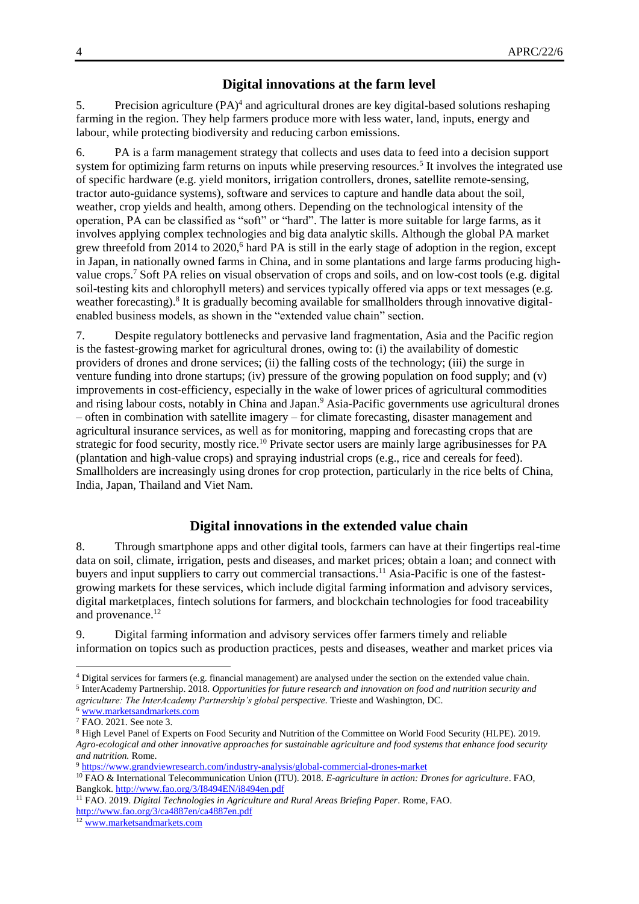## Digital innovations at the farm level

5. Precision agriculture (PA)[4] and agricultural drones are key digital-based solutions reshaping farming in the region. They help farmers produce more with less water, land, inputs, energy and labour, while protecting biodiversity and reducing carbon emissions.

6. PA is a farm management strategy that collects and uses data to feed into a decision support system for optimizing farm returns on inputs while preserving resources.[5] It involves the integrated use of specific hardware (e.g. yield monitors, irrigation controllers, drones, satellite remote-sensing, tractor auto-guidance systems), software and services to capture and handle data about the soil, weather, crop yields and health, among others. Depending on the technological intensity of the operation, PA can be classified as "soft" or "hard". The latter is more suitable for large farms, as it involves applying complex technologies and big data analytic skills. Although the global PA market grew threefold from 2014 to 2020,[6] hard PA is still in the early stage of adoption in the region, except in Japan, in nationally owned farms in China, and in some plantations and large farms producing high-value crops.[7] Soft PA relies on visual observation of crops and soils, and on low-cost tools (e.g. digital soil-testing kits and chlorophyll meters) and services typically offered via apps or text messages (e.g. weather forecasting).[8] It is gradually becoming available for smallholders through innovative digital-enabled business models, as shown in the "extended value chain" section.

7. Despite regulatory bottlenecks and pervasive land fragmentation, Asia and the Pacific region is the fastest-growing market for agricultural drones, owing to: (i) the availability of domestic providers of drones and drone services; (ii) the falling costs of the technology; (iii) the surge in venture funding into drone startups; (iv) pressure of the growing population on food supply; and (v) improvements in cost-efficiency, especially in the wake of lower prices of agricultural commodities and rising labour costs, notably in China and Japan.[9] Asia-Pacific governments use agricultural drones – often in combination with satellite imagery – for climate forecasting, disaster management and agricultural insurance services, as well as for monitoring, mapping and forecasting crops that are strategic for food security, mostly rice.[10] Private sector users are mainly large agribusinesses for PA (plantation and high-value crops) and spraying industrial crops (e.g., rice and cereals for feed). Smallholders are increasingly using drones for crop protection, particularly in the rice belts of China, India, Japan, Thailand and Viet Nam.

## Digital innovations in the extended value chain

8. Through smartphone apps and other digital tools, farmers can have at their fingertips real-time data on soil, climate, irrigation, pests and diseases, and market prices; obtain a loan; and connect with buyers and input suppliers to carry out commercial transactions.[11] Asia-Pacific is one of the fastest-growing markets for these services, which include digital farming information and advisory services, digital marketplaces, fintech solutions for farmers, and blockchain technologies for food traceability and provenance.[12]

9. Digital farming information and advisory services offer farmers timely and reliable information on topics such as production practices, pests and diseases, weather and market prices via

---

[4] Digital services for farmers (e.g. financial management) are analysed under the section on the extended value chain.

[5] InterAcademy Partnership. 2018. *Opportunities for future research and innovation on food and nutrition security and agriculture: The InterAcademy Partnership's global perspective.* Trieste and Washington, DC.

[6] www.marketsandmarkets.com

[7] FAO. 2021. See note 3.

[8] High Level Panel of Experts on Food Security and Nutrition of the Committee on World Food Security (HLPE). 2019. *Agro-ecological and other innovative approaches for sustainable agriculture and food systems that enhance food security and nutrition.* Rome.

[9] https://www.grandviewresearch.com/industry-analysis/global-commercial-drones-market

[10] FAO & International Telecommunication Union (ITU). 2018. *E-agriculture in action: Drones for agriculture*. FAO, Bangkok. http://www.fao.org/3/I8494EN/i8494en.pdf

[11] FAO. 2019. *Digital Technologies in Agriculture and Rural Areas Briefing Paper*. Rome, FAO. http://www.fao.org/3/ca4887en/ca4887en.pdf

[12] www.marketsandmarkets.com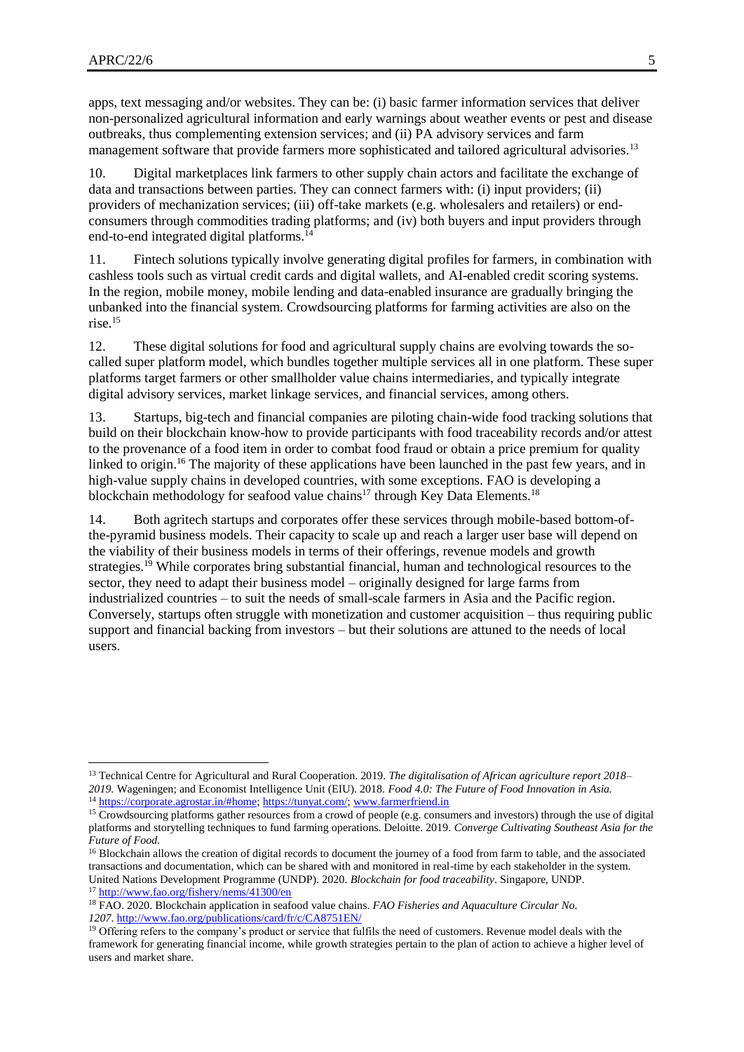apps, text messaging and/or websites. They can be: (i) basic farmer information services that deliver non-personalized agricultural information and early warnings about weather events or pest and disease outbreaks, thus complementing extension services; and (ii) PA advisory services and farm management software that provide farmers more sophisticated and tailored agricultural advisories.[13]

10. Digital marketplaces link farmers to other supply chain actors and facilitate the exchange of data and transactions between parties. They can connect farmers with: (i) input providers; (ii) providers of mechanization services; (iii) off-take markets (e.g. wholesalers and retailers) or end-consumers through commodities trading platforms; and (iv) both buyers and input providers through end-to-end integrated digital platforms.[14]

11. Fintech solutions typically involve generating digital profiles for farmers, in combination with cashless tools such as virtual credit cards and digital wallets, and AI-enabled credit scoring systems. In the region, mobile money, mobile lending and data-enabled insurance are gradually bringing the unbanked into the financial system. Crowdsourcing platforms for farming activities are also on the rise.[15]

12. These digital solutions for food and agricultural supply chains are evolving towards the so-called super platform model, which bundles together multiple services all in one platform. These super platforms target farmers or other smallholder value chains intermediaries, and typically integrate digital advisory services, market linkage services, and financial services, among others.

13. Startups, big-tech and financial companies are piloting chain-wide food tracking solutions that build on their blockchain know-how to provide participants with food traceability records and/or attest to the provenance of a food item in order to combat food fraud or obtain a price premium for quality linked to origin.[16] The majority of these applications have been launched in the past few years, and in high-value supply chains in developed countries, with some exceptions. FAO is developing a blockchain methodology for seafood value chains[17] through Key Data Elements.[18]

14. Both agritech startups and corporates offer these services through mobile-based bottom-of-the-pyramid business models. Their capacity to scale up and reach a larger user base will depend on the viability of their business models in terms of their offerings, revenue models and growth strategies.[19] While corporates bring substantial financial, human and technological resources to the sector, they need to adapt their business model – originally designed for large farms from industrialized countries – to suit the needs of small-scale farmers in Asia and the Pacific region. Conversely, startups often struggle with monetization and customer acquisition – thus requiring public support and financial backing from investors – but their solutions are attuned to the needs of local users.

---

[13] Technical Centre for Agricultural and Rural Cooperation. 2019. *The digitalisation of African agriculture report 2018–2019.* Wageningen; and Economist Intelligence Unit (EIU). 2018. *Food 4.0: The Future of Food Innovation in Asia.*

[14] https://corporate.agrostar.in/#home; https://tunyat.com/; www.farmerfriend.in

[15] Crowdsourcing platforms gather resources from a crowd of people (e.g. consumers and investors) through the use of digital platforms and storytelling techniques to fund farming operations. Deloitte. 2019. *Converge Cultivating Southeast Asia for the Future of Food.*

[16] Blockchain allows the creation of digital records to document the journey of a food from farm to table, and the associated transactions and documentation, which can be shared with and monitored in real-time by each stakeholder in the system. United Nations Development Programme (UNDP). 2020. *Blockchain for food traceability*. Singapore, UNDP.

[17] http://www.fao.org/fishery/nems/41300/en

[18] FAO. 2020. Blockchain application in seafood value chains. *FAO Fisheries and Aquaculture Circular No. 1207.* http://www.fao.org/publications/card/fr/c/CA8751EN/

[19] Offering refers to the company's product or service that fulfils the need of customers. Revenue model deals with the framework for generating financial income, while growth strategies pertain to the plan of action to achieve a higher level of users and market share.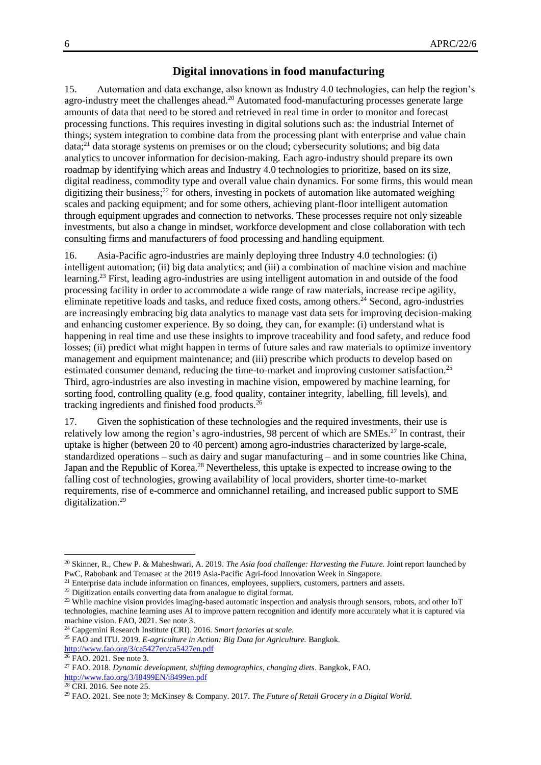## Digital innovations in food manufacturing

15. Automation and data exchange, also known as Industry 4.0 technologies, can help the region's agro-industry meet the challenges ahead.[20] Automated food-manufacturing processes generate large amounts of data that need to be stored and retrieved in real time in order to monitor and forecast processing functions. This requires investing in digital solutions such as: the industrial Internet of things; system integration to combine data from the processing plant with enterprise and value chain data;[21] data storage systems on premises or on the cloud; cybersecurity solutions; and big data analytics to uncover information for decision-making. Each agro-industry should prepare its own roadmap by identifying which areas and Industry 4.0 technologies to prioritize, based on its size, digital readiness, commodity type and overall value chain dynamics. For some firms, this would mean digitizing their business;[22] for others, investing in pockets of automation like automated weighing scales and packing equipment; and for some others, achieving plant-floor intelligent automation through equipment upgrades and connection to networks. These processes require not only sizeable investments, but also a change in mindset, workforce development and close collaboration with tech consulting firms and manufacturers of food processing and handling equipment.

16. Asia-Pacific agro-industries are mainly deploying three Industry 4.0 technologies: (i) intelligent automation; (ii) big data analytics; and (iii) a combination of machine vision and machine learning.[23] First, leading agro-industries are using intelligent automation in and outside of the food processing facility in order to accommodate a wide range of raw materials, increase recipe agility, eliminate repetitive loads and tasks, and reduce fixed costs, among others.[24] Second, agro-industries are increasingly embracing big data analytics to manage vast data sets for improving decision-making and enhancing customer experience. By so doing, they can, for example: (i) understand what is happening in real time and use these insights to improve traceability and food safety, and reduce food losses; (ii) predict what might happen in terms of future sales and raw materials to optimize inventory management and equipment maintenance; and (iii) prescribe which products to develop based on estimated consumer demand, reducing the time-to-market and improving customer satisfaction.[25] Third, agro-industries are also investing in machine vision, empowered by machine learning, for sorting food, controlling quality (e.g. food quality, container integrity, labelling, fill levels), and tracking ingredients and finished food products.[26]

17. Given the sophistication of these technologies and the required investments, their use is relatively low among the region's agro-industries, 98 percent of which are SMEs.[27] In contrast, their uptake is higher (between 20 to 40 percent) among agro-industries characterized by large-scale, standardized operations – such as dairy and sugar manufacturing – and in some countries like China, Japan and the Republic of Korea.[28] Nevertheless, this uptake is expected to increase owing to the falling cost of technologies, growing availability of local providers, shorter time-to-market requirements, rise of e-commerce and omnichannel retailing, and increased public support to SME digitalization.[29]

---

[20] Skinner, R., Chew P. & Maheshwari, A. 2019. *The Asia food challenge: Harvesting the Future.* Joint report launched by PwC, Rabobank and Temasec at the 2019 Asia-Pacific Agri-food Innovation Week in Singapore.

[21] Enterprise data include information on finances, employees, suppliers, customers, partners and assets.

[22] Digitization entails converting data from analogue to digital format.

[23] While machine vision provides imaging-based automatic inspection and analysis through sensors, robots, and other IoT technologies, machine learning uses AI to improve pattern recognition and identify more accurately what it is captured via machine vision. FAO, 2021. See note 3.

[24] Capgemini Research Institute (CRI). 2016. *Smart factories at scale.*

[25] FAO and ITU. 2019. *E-agriculture in Action: Big Data for Agriculture.* Bangkok. http://www.fao.org/3/ca5427en/ca5427en.pdf

[26] FAO. 2021. See note 3.

[27] FAO. 2018. *Dynamic development, shifting demographics, changing diets*. Bangkok, FAO. http://www.fao.org/3/I8499EN/i8499en.pdf

[28] CRI. 2016. See note 25.

[29] FAO. 2021. See note 3; McKinsey & Company. 2017. *The Future of Retail Grocery in a Digital World.*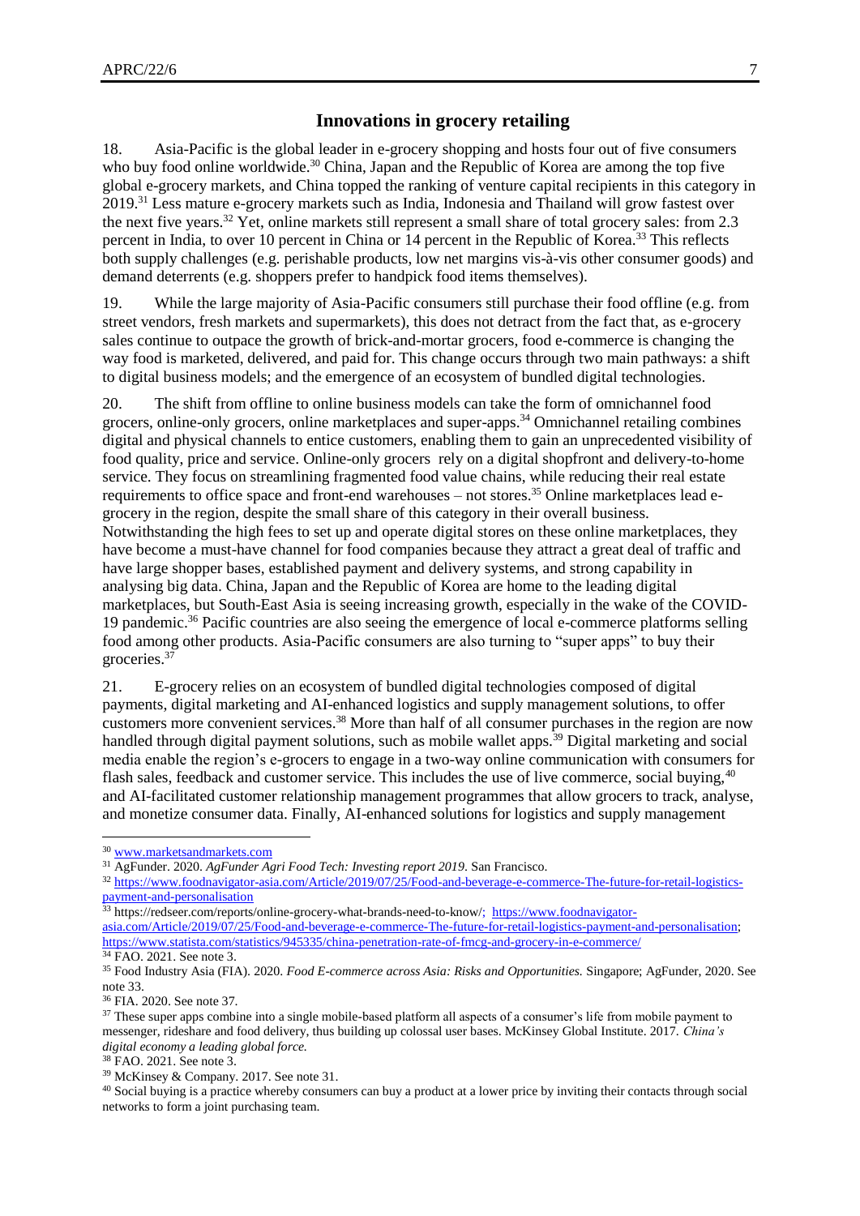## Innovations in grocery retailing

18. Asia-Pacific is the global leader in e-grocery shopping and hosts four out of five consumers who buy food online worldwide.[30] China, Japan and the Republic of Korea are among the top five global e-grocery markets, and China topped the ranking of venture capital recipients in this category in 2019.[31] Less mature e-grocery markets such as India, Indonesia and Thailand will grow fastest over the next five years.[32] Yet, online markets still represent a small share of total grocery sales: from 2.3 percent in India, to over 10 percent in China or 14 percent in the Republic of Korea.[33] This reflects both supply challenges (e.g. perishable products, low net margins vis-à-vis other consumer goods) and demand deterrents (e.g. shoppers prefer to handpick food items themselves).

19. While the large majority of Asia-Pacific consumers still purchase their food offline (e.g. from street vendors, fresh markets and supermarkets), this does not detract from the fact that, as e-grocery sales continue to outpace the growth of brick-and-mortar grocers, food e-commerce is changing the way food is marketed, delivered, and paid for. This change occurs through two main pathways: a shift to digital business models; and the emergence of an ecosystem of bundled digital technologies.

20. The shift from offline to online business models can take the form of omnichannel food grocers, online-only grocers, online marketplaces and super-apps.[34] Omnichannel retailing combines digital and physical channels to entice customers, enabling them to gain an unprecedented visibility of food quality, price and service. Online-only grocers rely on a digital shopfront and delivery-to-home service. They focus on streamlining fragmented food value chains, while reducing their real estate requirements to office space and front-end warehouses – not stores.[35] Online marketplaces lead e-grocery in the region, despite the small share of this category in their overall business. Notwithstanding the high fees to set up and operate digital stores on these online marketplaces, they have become a must-have channel for food companies because they attract a great deal of traffic and have large shopper bases, established payment and delivery systems, and strong capability in analysing big data. China, Japan and the Republic of Korea are home to the leading digital marketplaces, but South-East Asia is seeing increasing growth, especially in the wake of the COVID-19 pandemic.[36] Pacific countries are also seeing the emergence of local e-commerce platforms selling food among other products. Asia-Pacific consumers are also turning to "super apps" to buy their groceries.[37]

21. E-grocery relies on an ecosystem of bundled digital technologies composed of digital payments, digital marketing and AI-enhanced logistics and supply management solutions, to offer customers more convenient services.[38] More than half of all consumer purchases in the region are now handled through digital payment solutions, such as mobile wallet apps.[39] Digital marketing and social media enable the region's e-grocers to engage in a two-way online communication with consumers for flash sales, feedback and customer service. This includes the use of live commerce, social buying,[40] and AI-facilitated customer relationship management programmes that allow grocers to track, analyse, and monetize consumer data. Finally, AI-enhanced solutions for logistics and supply management

---

[30] www.marketsandmarkets.com

[31] AgFunder. 2020. *AgFunder Agri Food Tech: Investing report 2019*. San Francisco.

[32] https://www.foodnavigator-asia.com/Article/2019/07/25/Food-and-beverage-e-commerce-The-future-for-retail-logistics-payment-and-personalisation

[33] https://redseer.com/reports/online-grocery-what-brands-need-to-know/; https://www.foodnavigator-asia.com/Article/2019/07/25/Food-and-beverage-e-commerce-The-future-for-retail-logistics-payment-and-personalisation; https://www.statista.com/statistics/945335/china-penetration-rate-of-fmcg-and-grocery-in-e-commerce/

[34] FAO. 2021. See note 3.

[35] Food Industry Asia (FIA). 2020. *Food E-commerce across Asia: Risks and Opportunities.* Singapore; AgFunder, 2020. See note 33.

[36] FIA. 2020. See note 37.

[37] These super apps combine into a single mobile-based platform all aspects of a consumer's life from mobile payment to messenger, rideshare and food delivery, thus building up colossal user bases. McKinsey Global Institute. 2017. *China's digital economy a leading global force.*

[38] FAO. 2021. See note 3.

[39] McKinsey & Company. 2017. See note 31.

[40] Social buying is a practice whereby consumers can buy a product at a lower price by inviting their contacts through social networks to form a joint purchasing team.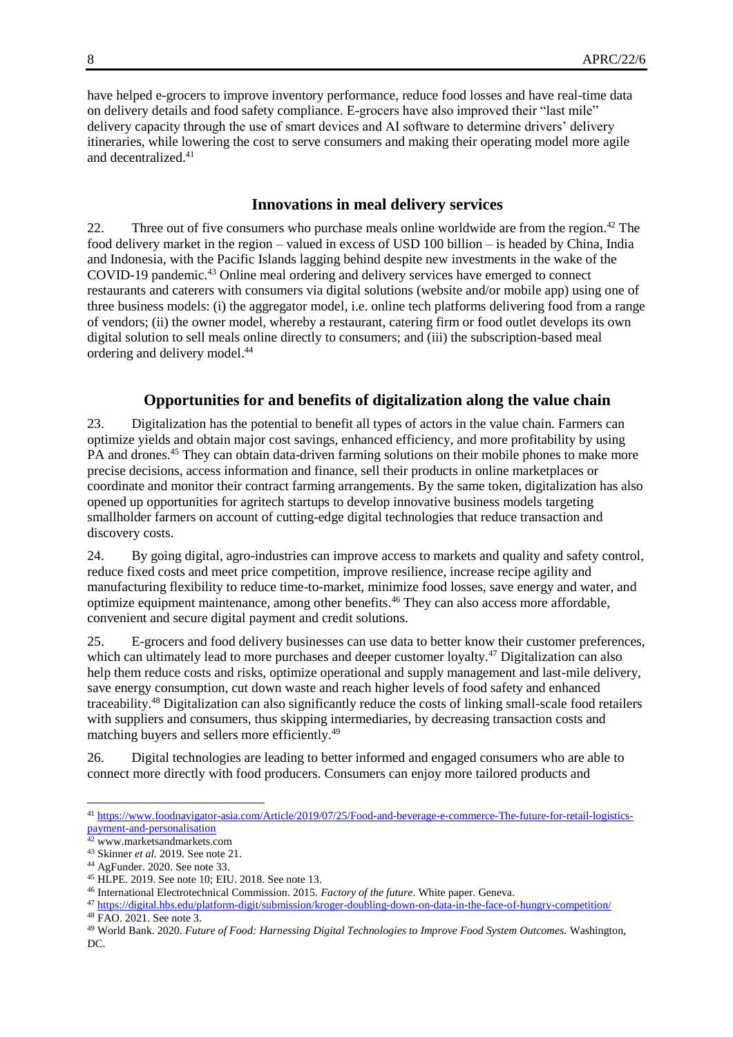have helped e-grocers to improve inventory performance, reduce food losses and have real-time data on delivery details and food safety compliance. E-grocers have also improved their "last mile" delivery capacity through the use of smart devices and AI software to determine drivers' delivery itineraries, while lowering the cost to serve consumers and making their operating model more agile and decentralized.[41]

## Innovations in meal delivery services

22. Three out of five consumers who purchase meals online worldwide are from the region.[42] The food delivery market in the region – valued in excess of USD 100 billion – is headed by China, India and Indonesia, with the Pacific Islands lagging behind despite new investments in the wake of the COVID-19 pandemic.[43] Online meal ordering and delivery services have emerged to connect restaurants and caterers with consumers via digital solutions (website and/or mobile app) using one of three business models: (i) the aggregator model, i.e. online tech platforms delivering food from a range of vendors; (ii) the owner model, whereby a restaurant, catering firm or food outlet develops its own digital solution to sell meals online directly to consumers; and (iii) the subscription-based meal ordering and delivery model.[44]

## Opportunities for and benefits of digitalization along the value chain

23. Digitalization has the potential to benefit all types of actors in the value chain. Farmers can optimize yields and obtain major cost savings, enhanced efficiency, and more profitability by using PA and drones.[45] They can obtain data-driven farming solutions on their mobile phones to make more precise decisions, access information and finance, sell their products in online marketplaces or coordinate and monitor their contract farming arrangements. By the same token, digitalization has also opened up opportunities for agritech startups to develop innovative business models targeting smallholder farmers on account of cutting-edge digital technologies that reduce transaction and discovery costs.

24. By going digital, agro-industries can improve access to markets and quality and safety control, reduce fixed costs and meet price competition, improve resilience, increase recipe agility and manufacturing flexibility to reduce time-to-market, minimize food losses, save energy and water, and optimize equipment maintenance, among other benefits.[46] They can also access more affordable, convenient and secure digital payment and credit solutions.

25. E-grocers and food delivery businesses can use data to better know their customer preferences, which can ultimately lead to more purchases and deeper customer loyalty.[47] Digitalization can also help them reduce costs and risks, optimize operational and supply management and last-mile delivery, save energy consumption, cut down waste and reach higher levels of food safety and enhanced traceability.[48] Digitalization can also significantly reduce the costs of linking small-scale food retailers with suppliers and consumers, thus skipping intermediaries, by decreasing transaction costs and matching buyers and sellers more efficiently.[49]

26. Digital technologies are leading to better informed and engaged consumers who are able to connect more directly with food producers. Consumers can enjoy more tailored products and

---

[41] https://www.foodnavigator-asia.com/Article/2019/07/25/Food-and-beverage-e-commerce-The-future-for-retail-logistics-payment-and-personalisation

[42] www.marketsandmarkets.com

[43] Skinner *et al.* 2019. See note 21.

[44] AgFunder. 2020. See note 33.

[45] HLPE. 2019. See note 10; EIU. 2018. See note 13.

[46] International Electrotechnical Commission. 2015. *Factory of the future*. White paper. Geneva.

[47] https://digital.hbs.edu/platform-digit/submission/kroger-doubling-down-on-data-in-the-face-of-hungry-competition/

[48] FAO. 2021. See note 3.

[49] World Bank. 2020. *Future of Food: Harnessing Digital Technologies to Improve Food System Outcomes.* Washington, DC.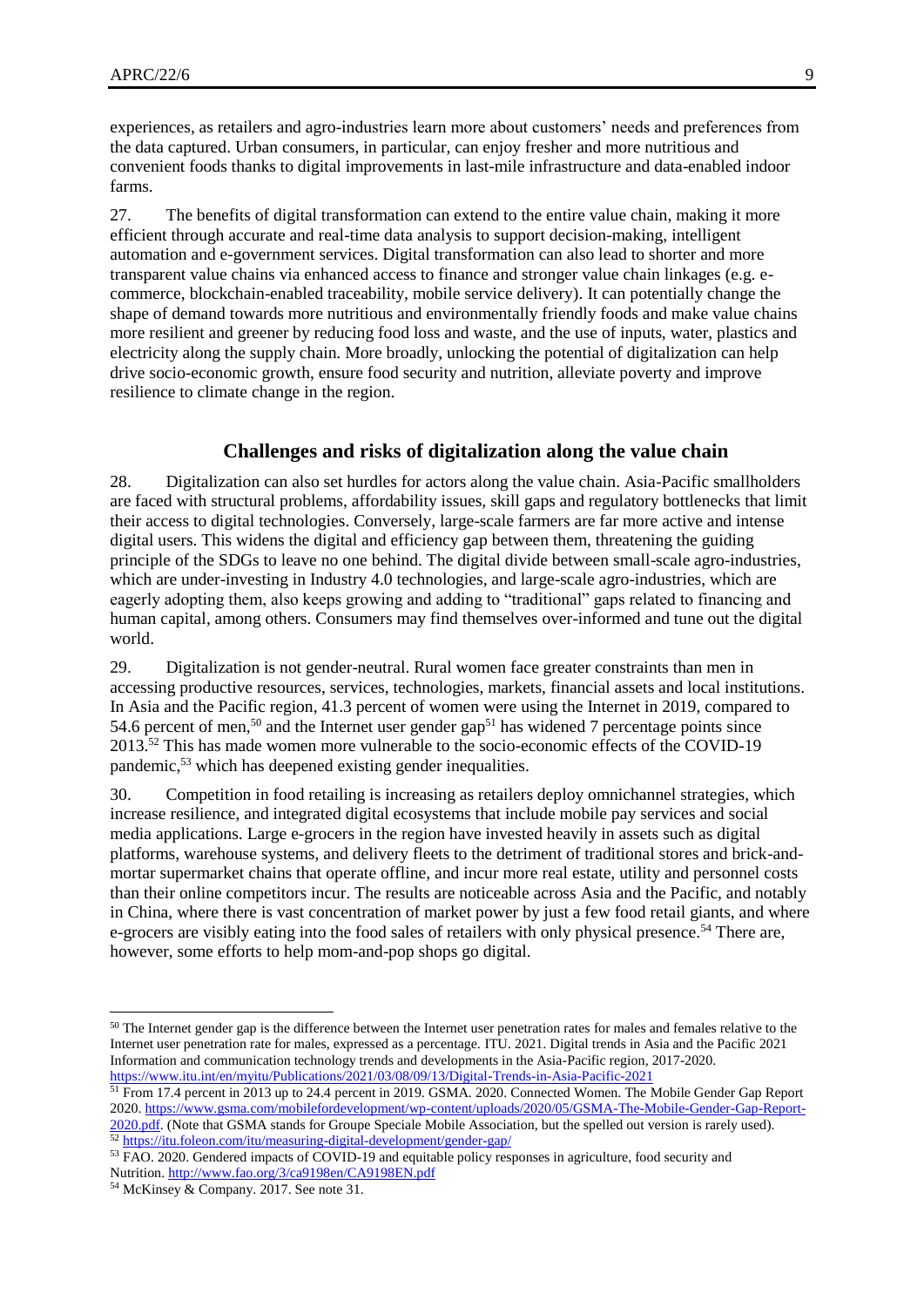experiences, as retailers and agro-industries learn more about customers' needs and preferences from the data captured. Urban consumers, in particular, can enjoy fresher and more nutritious and convenient foods thanks to digital improvements in last-mile infrastructure and data-enabled indoor farms.

27. The benefits of digital transformation can extend to the entire value chain, making it more efficient through accurate and real-time data analysis to support decision-making, intelligent automation and e-government services. Digital transformation can also lead to shorter and more transparent value chains via enhanced access to finance and stronger value chain linkages (e.g. e-commerce, blockchain-enabled traceability, mobile service delivery). It can potentially change the shape of demand towards more nutritious and environmentally friendly foods and make value chains more resilient and greener by reducing food loss and waste, and the use of inputs, water, plastics and electricity along the supply chain. More broadly, unlocking the potential of digitalization can help drive socio-economic growth, ensure food security and nutrition, alleviate poverty and improve resilience to climate change in the region.

## Challenges and risks of digitalization along the value chain

28. Digitalization can also set hurdles for actors along the value chain. Asia-Pacific smallholders are faced with structural problems, affordability issues, skill gaps and regulatory bottlenecks that limit their access to digital technologies. Conversely, large-scale farmers are far more active and intense digital users. This widens the digital and efficiency gap between them, threatening the guiding principle of the SDGs to leave no one behind. The digital divide between small-scale agro-industries, which are under-investing in Industry 4.0 technologies, and large-scale agro-industries, which are eagerly adopting them, also keeps growing and adding to "traditional" gaps related to financing and human capital, among others. Consumers may find themselves over-informed and tune out the digital world.

29. Digitalization is not gender-neutral. Rural women face greater constraints than men in accessing productive resources, services, technologies, markets, financial assets and local institutions. In Asia and the Pacific region, 41.3 percent of women were using the Internet in 2019, compared to 54.6 percent of men,[50] and the Internet user gender gap[51] has widened 7 percentage points since 2013.[52] This has made women more vulnerable to the socio-economic effects of the COVID-19 pandemic,[53] which has deepened existing gender inequalities.

30. Competition in food retailing is increasing as retailers deploy omnichannel strategies, which increase resilience, and integrated digital ecosystems that include mobile pay services and social media applications. Large e-grocers in the region have invested heavily in assets such as digital platforms, warehouse systems, and delivery fleets to the detriment of traditional stores and brick-and-mortar supermarket chains that operate offline, and incur more real estate, utility and personnel costs than their online competitors incur. The results are noticeable across Asia and the Pacific, and notably in China, where there is vast concentration of market power by just a few food retail giants, and where e-grocers are visibly eating into the food sales of retailers with only physical presence.[54] There are, however, some efforts to help mom-and-pop shops go digital.

---

[50] The Internet gender gap is the difference between the Internet user penetration rates for males and females relative to the Internet user penetration rate for males, expressed as a percentage. ITU. 2021. Digital trends in Asia and the Pacific 2021 Information and communication technology trends and developments in the Asia-Pacific region, 2017-2020. https://www.itu.int/en/myitu/Publications/2021/03/08/09/13/Digital-Trends-in-Asia-Pacific-2021

[51] From 17.4 percent in 2013 up to 24.4 percent in 2019. GSMA. 2020. Connected Women. The Mobile Gender Gap Report 2020. https://www.gsma.com/mobilefordevelopment/wp-content/uploads/2020/05/GSMA-The-Mobile-Gender-Gap-Report-2020.pdf. (Note that GSMA stands for Groupe Speciale Mobile Association, but the spelled out version is rarely used).

[52] https://itu.foleon.com/itu/measuring-digital-development/gender-gap/

[53] FAO. 2020. Gendered impacts of COVID-19 and equitable policy responses in agriculture, food security and Nutrition. http://www.fao.org/3/ca9198en/CA9198EN.pdf

[54] McKinsey & Company. 2017. See note 31.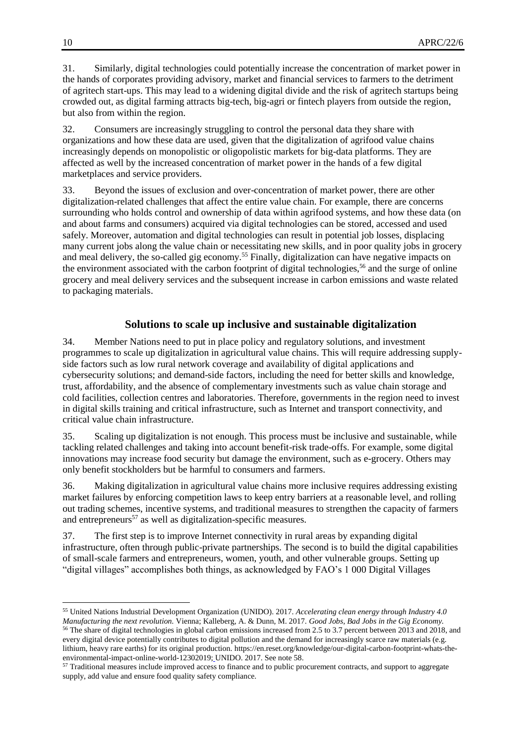31. Similarly, digital technologies could potentially increase the concentration of market power in the hands of corporates providing advisory, market and financial services to farmers to the detriment of agritech start-ups. This may lead to a widening digital divide and the risk of agritech startups being crowded out, as digital farming attracts big-tech, big-agri or fintech players from outside the region, but also from within the region.

32. Consumers are increasingly struggling to control the personal data they share with organizations and how these data are used, given that the digitalization of agrifood value chains increasingly depends on monopolistic or oligopolistic markets for big-data platforms. They are affected as well by the increased concentration of market power in the hands of a few digital marketplaces and service providers.

33. Beyond the issues of exclusion and over-concentration of market power, there are other digitalization-related challenges that affect the entire value chain. For example, there are concerns surrounding who holds control and ownership of data within agrifood systems, and how these data (on and about farms and consumers) acquired via digital technologies can be stored, accessed and used safely. Moreover, automation and digital technologies can result in potential job losses, displacing many current jobs along the value chain or necessitating new skills, and in poor quality jobs in grocery and meal delivery, the so-called gig economy.[55] Finally, digitalization can have negative impacts on the environment associated with the carbon footprint of digital technologies,[56] and the surge of online grocery and meal delivery services and the subsequent increase in carbon emissions and waste related to packaging materials.

## Solutions to scale up inclusive and sustainable digitalization

34. Member Nations need to put in place policy and regulatory solutions, and investment programmes to scale up digitalization in agricultural value chains. This will require addressing supply-side factors such as low rural network coverage and availability of digital applications and cybersecurity solutions; and demand-side factors, including the need for better skills and knowledge, trust, affordability, and the absence of complementary investments such as value chain storage and cold facilities, collection centres and laboratories. Therefore, governments in the region need to invest in digital skills training and critical infrastructure, such as Internet and transport connectivity, and critical value chain infrastructure.

35. Scaling up digitalization is not enough. This process must be inclusive and sustainable, while tackling related challenges and taking into account benefit-risk trade-offs. For example, some digital innovations may increase food security but damage the environment, such as e-grocery. Others may only benefit stockholders but be harmful to consumers and farmers.

36. Making digitalization in agricultural value chains more inclusive requires addressing existing market failures by enforcing competition laws to keep entry barriers at a reasonable level, and rolling out trading schemes, incentive systems, and traditional measures to strengthen the capacity of farmers and entrepreneurs[57] as well as digitalization-specific measures.

37. The first step is to improve Internet connectivity in rural areas by expanding digital infrastructure, often through public-private partnerships. The second is to build the digital capabilities of small-scale farmers and entrepreneurs, women, youth, and other vulnerable groups. Setting up "digital villages" accomplishes both things, as acknowledged by FAO's 1 000 Digital Villages

---

[55] United Nations Industrial Development Organization (UNIDO). 2017. *Accelerating clean energy through Industry 4.0 Manufacturing the next revolution.* Vienna; Kalleberg, A. & Dunn, M. 2017. *Good Jobs, Bad Jobs in the Gig Economy.*

[56] The share of digital technologies in global carbon emissions increased from 2.5 to 3.7 percent between 2013 and 2018, and every digital device potentially contributes to digital pollution and the demand for increasingly scarce raw materials (e.g. lithium, heavy rare earths) for its original production. https://en.reset.org/knowledge/our-digital-carbon-footprint-whats-the-environmental-impact-online-world-12302019; UNIDO. 2017. See note 58.

[57] Traditional measures include improved access to finance and to public procurement contracts, and support to aggregate supply, add value and ensure food quality safety compliance.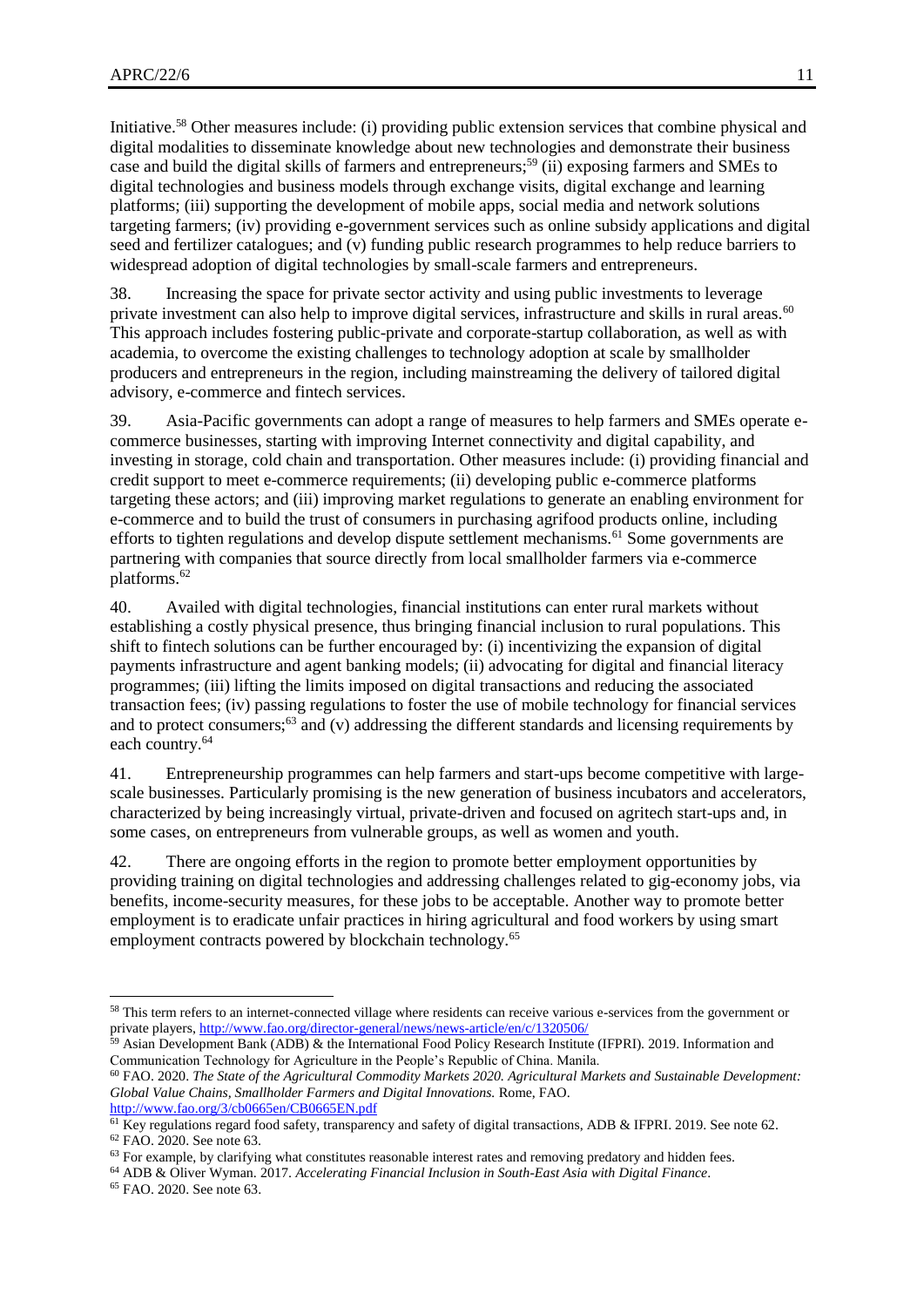Initiative.[58] Other measures include: (i) providing public extension services that combine physical and digital modalities to disseminate knowledge about new technologies and demonstrate their business case and build the digital skills of farmers and entrepreneurs;[59] (ii) exposing farmers and SMEs to digital technologies and business models through exchange visits, digital exchange and learning platforms; (iii) supporting the development of mobile apps, social media and network solutions targeting farmers; (iv) providing e-government services such as online subsidy applications and digital seed and fertilizer catalogues; and (v) funding public research programmes to help reduce barriers to widespread adoption of digital technologies by small-scale farmers and entrepreneurs.

38. Increasing the space for private sector activity and using public investments to leverage private investment can also help to improve digital services, infrastructure and skills in rural areas.[60] This approach includes fostering public-private and corporate-startup collaboration, as well as with academia, to overcome the existing challenges to technology adoption at scale by smallholder producers and entrepreneurs in the region, including mainstreaming the delivery of tailored digital advisory, e-commerce and fintech services.

39. Asia-Pacific governments can adopt a range of measures to help farmers and SMEs operate e-commerce businesses, starting with improving Internet connectivity and digital capability, and investing in storage, cold chain and transportation. Other measures include: (i) providing financial and credit support to meet e-commerce requirements; (ii) developing public e-commerce platforms targeting these actors; and (iii) improving market regulations to generate an enabling environment for e-commerce and to build the trust of consumers in purchasing agrifood products online, including efforts to tighten regulations and develop dispute settlement mechanisms.[61] Some governments are partnering with companies that source directly from local smallholder farmers via e-commerce platforms.[62]

40. Availed with digital technologies, financial institutions can enter rural markets without establishing a costly physical presence, thus bringing financial inclusion to rural populations. This shift to fintech solutions can be further encouraged by: (i) incentivizing the expansion of digital payments infrastructure and agent banking models; (ii) advocating for digital and financial literacy programmes; (iii) lifting the limits imposed on digital transactions and reducing the associated transaction fees; (iv) passing regulations to foster the use of mobile technology for financial services and to protect consumers;[63] and (v) addressing the different standards and licensing requirements by each country.[64]

41. Entrepreneurship programmes can help farmers and start-ups become competitive with large-scale businesses. Particularly promising is the new generation of business incubators and accelerators, characterized by being increasingly virtual, private-driven and focused on agritech start-ups and, in some cases, on entrepreneurs from vulnerable groups, as well as women and youth.

42. There are ongoing efforts in the region to promote better employment opportunities by providing training on digital technologies and addressing challenges related to gig-economy jobs, via benefits, income-security measures, for these jobs to be acceptable. Another way to promote better employment is to eradicate unfair practices in hiring agricultural and food workers by using smart employment contracts powered by blockchain technology.[65]

---

[58] This term refers to an internet-connected village where residents can receive various e-services from the government or private players, http://www.fao.org/director-general/news/news-article/en/c/1320506/

[59] Asian Development Bank (ADB) & the International Food Policy Research Institute (IFPRI). 2019. Information and Communication Technology for Agriculture in the People's Republic of China. Manila.

[60] FAO. 2020. *The State of the Agricultural Commodity Markets 2020. Agricultural Markets and Sustainable Development: Global Value Chains, Smallholder Farmers and Digital Innovations.* Rome, FAO. http://www.fao.org/3/cb0665en/CB0665EN.pdf

[61] Key regulations regard food safety, transparency and safety of digital transactions, ADB & IFPRI. 2019. See note 62.

[62] FAO. 2020. See note 63.

[63] For example, by clarifying what constitutes reasonable interest rates and removing predatory and hidden fees.

[64] ADB & Oliver Wyman. 2017. *Accelerating Financial Inclusion in South-East Asia with Digital Finance*.

[65] FAO. 2020. See note 63.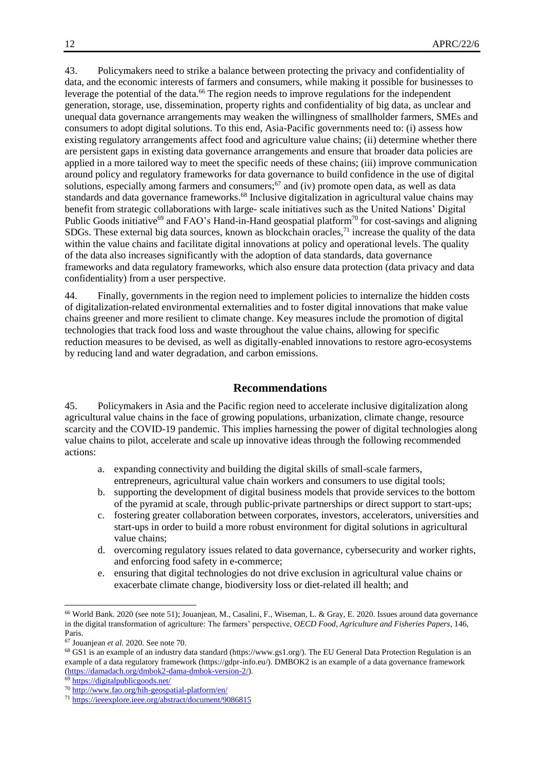43. Policymakers need to strike a balance between protecting the privacy and confidentiality of data, and the economic interests of farmers and consumers, while making it possible for businesses to leverage the potential of the data.[66] The region needs to improve regulations for the independent generation, storage, use, dissemination, property rights and confidentiality of big data, as unclear and unequal data governance arrangements may weaken the willingness of smallholder farmers, SMEs and consumers to adopt digital solutions. To this end, Asia-Pacific governments need to: (i) assess how existing regulatory arrangements affect food and agriculture value chains; (ii) determine whether there are persistent gaps in existing data governance arrangements and ensure that broader data policies are applied in a more tailored way to meet the specific needs of these chains; (iii) improve communication around policy and regulatory frameworks for data governance to build confidence in the use of digital solutions, especially among farmers and consumers;[67] and (iv) promote open data, as well as data standards and data governance frameworks.[68] Inclusive digitalization in agricultural value chains may benefit from strategic collaborations with large- scale initiatives such as the United Nations' Digital Public Goods initiative[69] and FAO's Hand-in-Hand geospatial platform[70] for cost-savings and aligning SDGs. These external big data sources, known as blockchain oracles,[71] increase the quality of the data within the value chains and facilitate digital innovations at policy and operational levels. The quality of the data also increases significantly with the adoption of data standards, data governance frameworks and data regulatory frameworks, which also ensure data protection (data privacy and data confidentiality) from a user perspective.

44. Finally, governments in the region need to implement policies to internalize the hidden costs of digitalization-related environmental externalities and to foster digital innovations that make value chains greener and more resilient to climate change. Key measures include the promotion of digital technologies that track food loss and waste throughout the value chains, allowing for specific reduction measures to be devised, as well as digitally-enabled innovations to restore agro-ecosystems by reducing land and water degradation, and carbon emissions.

## Recommendations

45. Policymakers in Asia and the Pacific region need to accelerate inclusive digitalization along agricultural value chains in the face of growing populations, urbanization, climate change, resource scarcity and the COVID-19 pandemic. This implies harnessing the power of digital technologies along value chains to pilot, accelerate and scale up innovative ideas through the following recommended actions:

a. expanding connectivity and building the digital skills of small-scale farmers, entrepreneurs, agricultural value chain workers and consumers to use digital tools;
b. supporting the development of digital business models that provide services to the bottom of the pyramid at scale, through public-private partnerships or direct support to start-ups;
c. fostering greater collaboration between corporates, investors, accelerators, universities and start-ups in order to build a more robust environment for digital solutions in agricultural value chains;
d. overcoming regulatory issues related to data governance, cybersecurity and worker rights, and enforcing food safety in e-commerce;
e. ensuring that digital technologies do not drive exclusion in agricultural value chains or exacerbate climate change, biodiversity loss or diet-related ill health; and

---

[66] World Bank. 2020 (see note 51); Jouanjean, M., Casalini, F., Wiseman, L. & Gray, E. 2020. Issues around data governance in the digital transformation of agriculture: The farmers' perspective, *OECD Food, Agriculture and Fisheries Papers*, 146, Paris.

[67] Jouanjean *et al.* 2020. See note 70.

[68] GS1 is an example of an industry data standard (https://www.gs1.org/). The EU General Data Protection Regulation is an example of a data regulatory framework (https://gdpr-info.eu/). DMBOK2 is an example of a data governance framework (https://damadach.org/dmbok2-dama-dmbok-version-2/).

[69] https://digitalpublicgoods.net/

[70] http://www.fao.org/hih-geospatial-platform/en/

[71] https://ieeexplore.ieee.org/abstract/document/9086815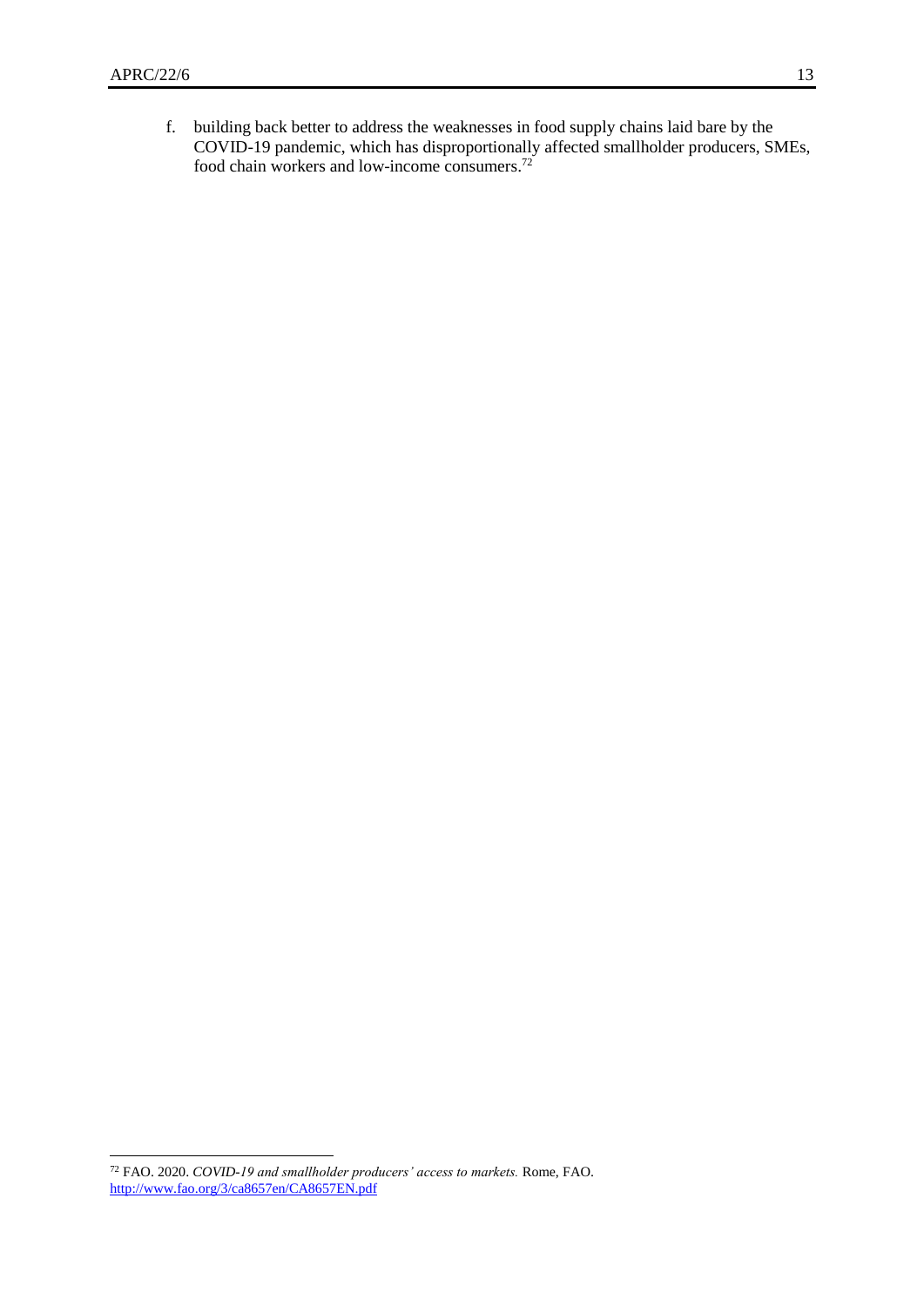f. building back better to address the weaknesses in food supply chains laid bare by the COVID-19 pandemic, which has disproportionally affected smallholder producers, SMEs, food chain workers and low-income consumers.[72]

[72] FAO. 2020. *COVID-19 and smallholder producers' access to markets.* Rome, FAO. http://www.fao.org/3/ca8657en/CA8657EN.pdf